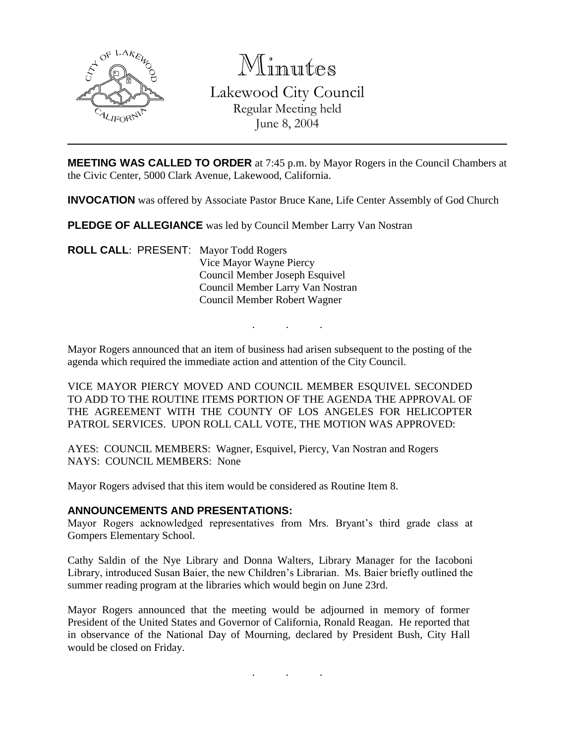# Minutes

## Lakewood City Council

Regular Meeting held
June 8, 2004

---

**MEETING WAS CALLED TO ORDER** at 7:45 p.m. by Mayor Rogers in the Council Chambers at the Civic Center, 5000 Clark Avenue, Lakewood, California.

**INVOCATION** was offered by Associate Pastor Bruce Kane, Life Center Assembly of God Church

**PLEDGE OF ALLEGIANCE** was led by Council Member Larry Van Nostran

**ROLL CALL**: PRESENT: Mayor Todd Rogers
Vice Mayor Wayne Piercy
Council Member Joseph Esquivel
Council Member Larry Van Nostran
Council Member Robert Wagner

. . .

Mayor Rogers announced that an item of business had arisen subsequent to the posting of the agenda which required the immediate action and attention of the City Council.

VICE MAYOR PIERCY MOVED AND COUNCIL MEMBER ESQUIVEL SECONDED TO ADD TO THE ROUTINE ITEMS PORTION OF THE AGENDA THE APPROVAL OF THE AGREEMENT WITH THE COUNTY OF LOS ANGELES FOR HELICOPTER PATROL SERVICES. UPON ROLL CALL VOTE, THE MOTION WAS APPROVED:

AYES: COUNCIL MEMBERS: Wagner, Esquivel, Piercy, Van Nostran and Rogers
NAYS: COUNCIL MEMBERS: None

Mayor Rogers advised that this item would be considered as Routine Item 8.

### ANNOUNCEMENTS AND PRESENTATIONS:

Mayor Rogers acknowledged representatives from Mrs. Bryant's third grade class at Gompers Elementary School.

Cathy Saldin of the Nye Library and Donna Walters, Library Manager for the Iacoboni Library, introduced Susan Baier, the new Children's Librarian. Ms. Baier briefly outlined the summer reading program at the libraries which would begin on June 23rd.

Mayor Rogers announced that the meeting would be adjourned in memory of former President of the United States and Governor of California, Ronald Reagan. He reported that in observance of the National Day of Mourning, declared by President Bush, City Hall would be closed on Friday.

. . .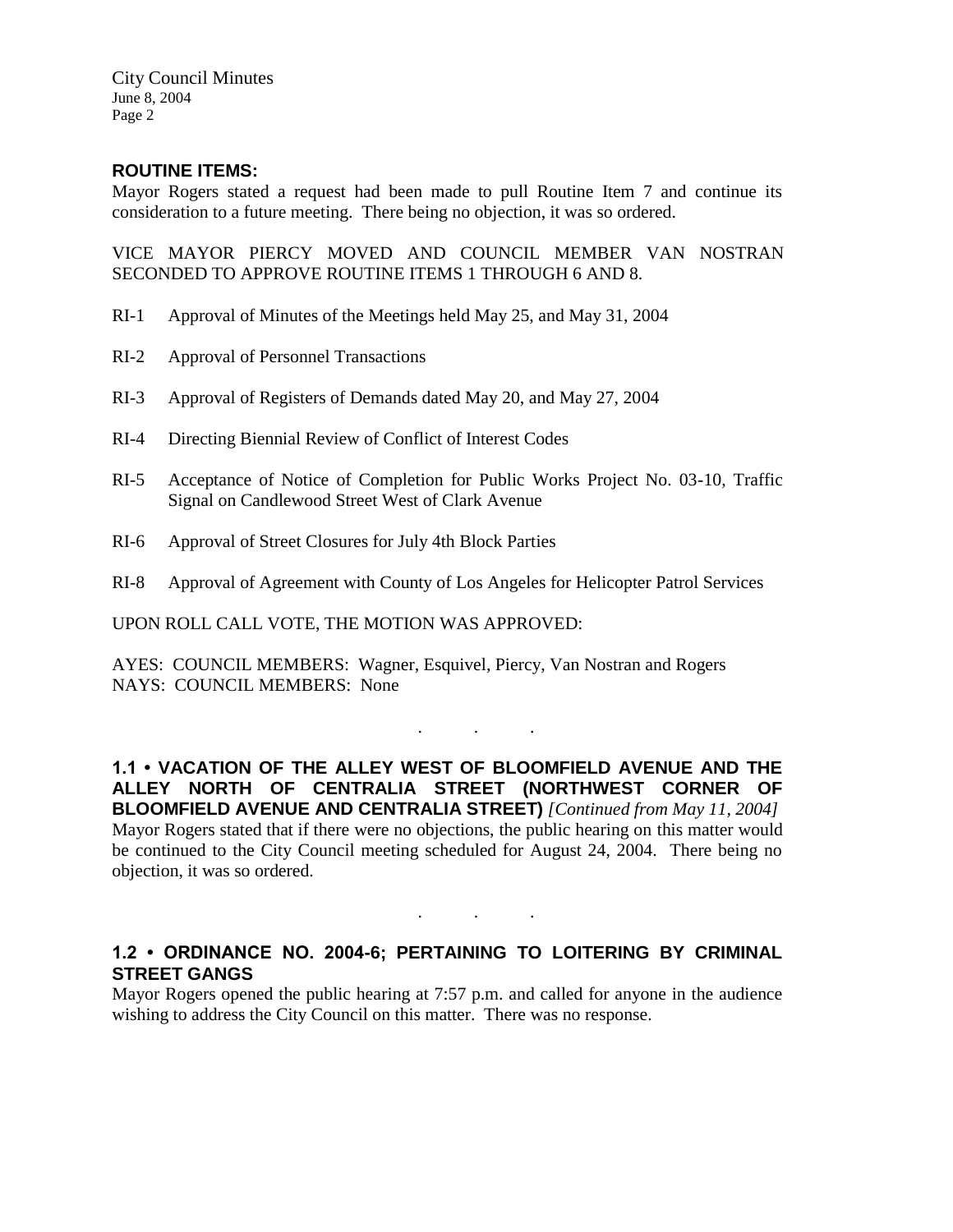## ROUTINE ITEMS:

Mayor Rogers stated a request had been made to pull Routine Item 7 and continue its consideration to a future meeting. There being no objection, it was so ordered.

VICE MAYOR PIERCY MOVED AND COUNCIL MEMBER VAN NOSTRAN SECONDED TO APPROVE ROUTINE ITEMS 1 THROUGH 6 AND 8.

RI-1 Approval of Minutes of the Meetings held May 25, and May 31, 2004

RI-2 Approval of Personnel Transactions

RI-3 Approval of Registers of Demands dated May 20, and May 27, 2004

RI-4 Directing Biennial Review of Conflict of Interest Codes

RI-5 Acceptance of Notice of Completion for Public Works Project No. 03-10, Traffic Signal on Candlewood Street West of Clark Avenue

RI-6 Approval of Street Closures for July 4th Block Parties

RI-8 Approval of Agreement with County of Los Angeles for Helicopter Patrol Services

UPON ROLL CALL VOTE, THE MOTION WAS APPROVED:

AYES: COUNCIL MEMBERS: Wagner, Esquivel, Piercy, Van Nostran and Rogers
NAYS: COUNCIL MEMBERS: None

. . .

**1.1 • VACATION OF THE ALLEY WEST OF BLOOMFIELD AVENUE AND THE ALLEY NORTH OF CENTRALIA STREET (NORTHWEST CORNER OF BLOOMFIELD AVENUE AND CENTRALIA STREET)** *[Continued from May 11, 2004]*
Mayor Rogers stated that if there were no objections, the public hearing on this matter would be continued to the City Council meeting scheduled for August 24, 2004. There being no objection, it was so ordered.

. . .

**1.2 • ORDINANCE NO. 2004-6; PERTAINING TO LOITERING BY CRIMINAL STREET GANGS**
Mayor Rogers opened the public hearing at 7:57 p.m. and called for anyone in the audience wishing to address the City Council on this matter. There was no response.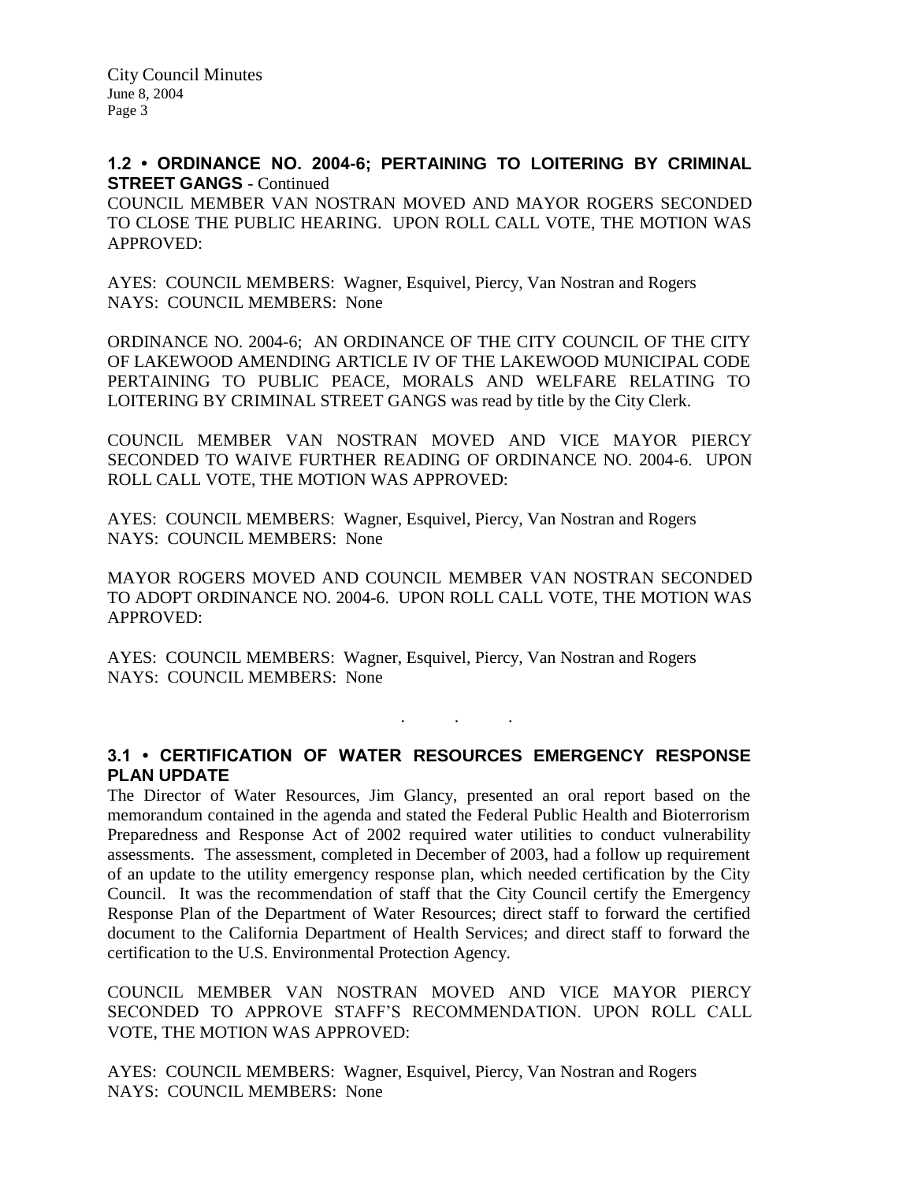## 1.2 • ORDINANCE NO. 2004-6; PERTAINING TO LOITERING BY CRIMINAL STREET GANGS - Continued

COUNCIL MEMBER VAN NOSTRAN MOVED AND MAYOR ROGERS SECONDED TO CLOSE THE PUBLIC HEARING. UPON ROLL CALL VOTE, THE MOTION WAS APPROVED:

AYES: COUNCIL MEMBERS: Wagner, Esquivel, Piercy, Van Nostran and Rogers
NAYS: COUNCIL MEMBERS: None

ORDINANCE NO. 2004-6; AN ORDINANCE OF THE CITY COUNCIL OF THE CITY OF LAKEWOOD AMENDING ARTICLE IV OF THE LAKEWOOD MUNICIPAL CODE PERTAINING TO PUBLIC PEACE, MORALS AND WELFARE RELATING TO LOITERING BY CRIMINAL STREET GANGS was read by title by the City Clerk.

COUNCIL MEMBER VAN NOSTRAN MOVED AND VICE MAYOR PIERCY SECONDED TO WAIVE FURTHER READING OF ORDINANCE NO. 2004-6. UPON ROLL CALL VOTE, THE MOTION WAS APPROVED:

AYES: COUNCIL MEMBERS: Wagner, Esquivel, Piercy, Van Nostran and Rogers
NAYS: COUNCIL MEMBERS: None

MAYOR ROGERS MOVED AND COUNCIL MEMBER VAN NOSTRAN SECONDED TO ADOPT ORDINANCE NO. 2004-6. UPON ROLL CALL VOTE, THE MOTION WAS APPROVED:

AYES: COUNCIL MEMBERS: Wagner, Esquivel, Piercy, Van Nostran and Rogers
NAYS: COUNCIL MEMBERS: None

. . .

## 3.1 • CERTIFICATION OF WATER RESOURCES EMERGENCY RESPONSE PLAN UPDATE

The Director of Water Resources, Jim Glancy, presented an oral report based on the memorandum contained in the agenda and stated the Federal Public Health and Bioterrorism Preparedness and Response Act of 2002 required water utilities to conduct vulnerability assessments. The assessment, completed in December of 2003, had a follow up requirement of an update to the utility emergency response plan, which needed certification by the City Council. It was the recommendation of staff that the City Council certify the Emergency Response Plan of the Department of Water Resources; direct staff to forward the certified document to the California Department of Health Services; and direct staff to forward the certification to the U.S. Environmental Protection Agency.

COUNCIL MEMBER VAN NOSTRAN MOVED AND VICE MAYOR PIERCY SECONDED TO APPROVE STAFF'S RECOMMENDATION. UPON ROLL CALL VOTE, THE MOTION WAS APPROVED:

AYES: COUNCIL MEMBERS: Wagner, Esquivel, Piercy, Van Nostran and Rogers
NAYS: COUNCIL MEMBERS: None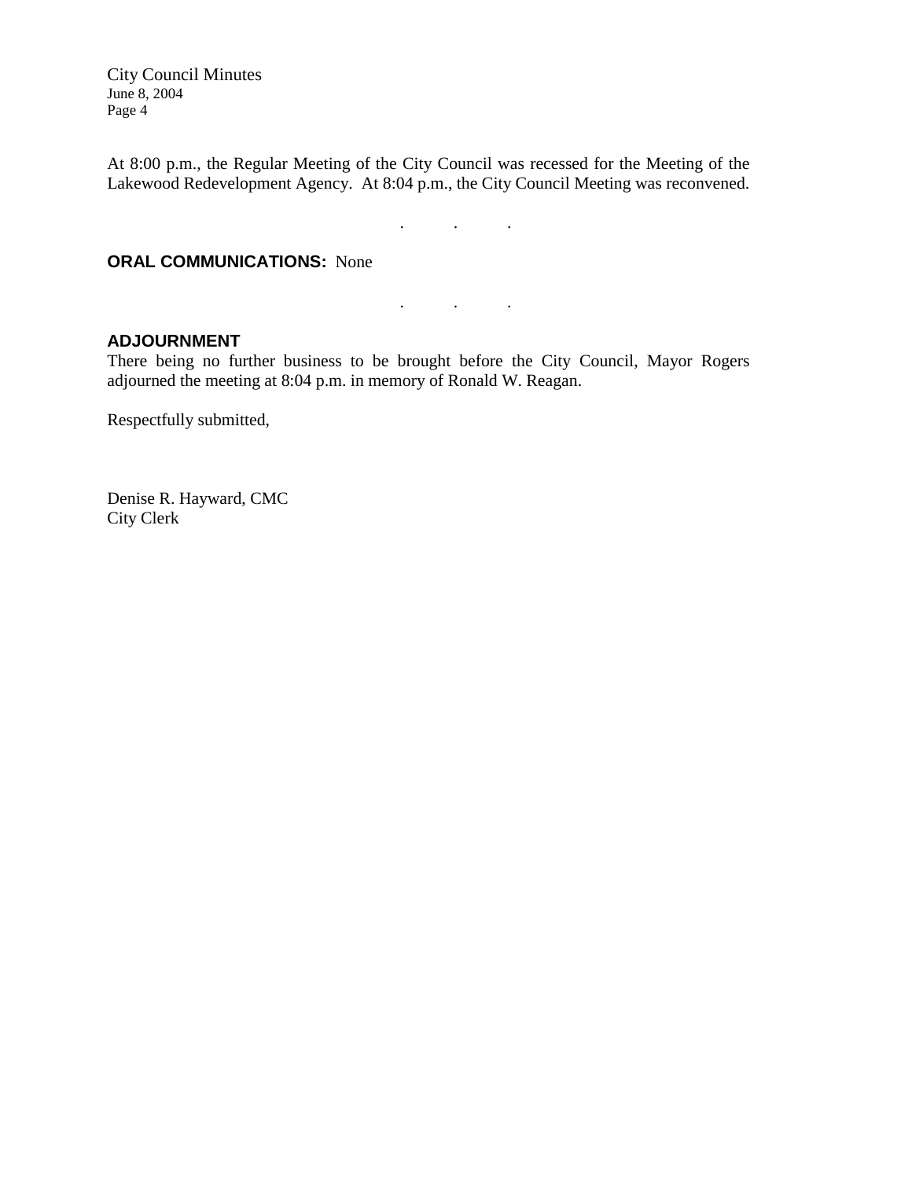At 8:00 p.m., the Regular Meeting of the City Council was recessed for the Meeting of the Lakewood Redevelopment Agency. At 8:04 p.m., the City Council Meeting was reconvened.

. . .

**ORAL COMMUNICATIONS:** None

. . .

## ADJOURNMENT

There being no further business to be brought before the City Council, Mayor Rogers adjourned the meeting at 8:04 p.m. in memory of Ronald W. Reagan.

Respectfully submitted,

Denise R. Hayward, CMC
City Clerk